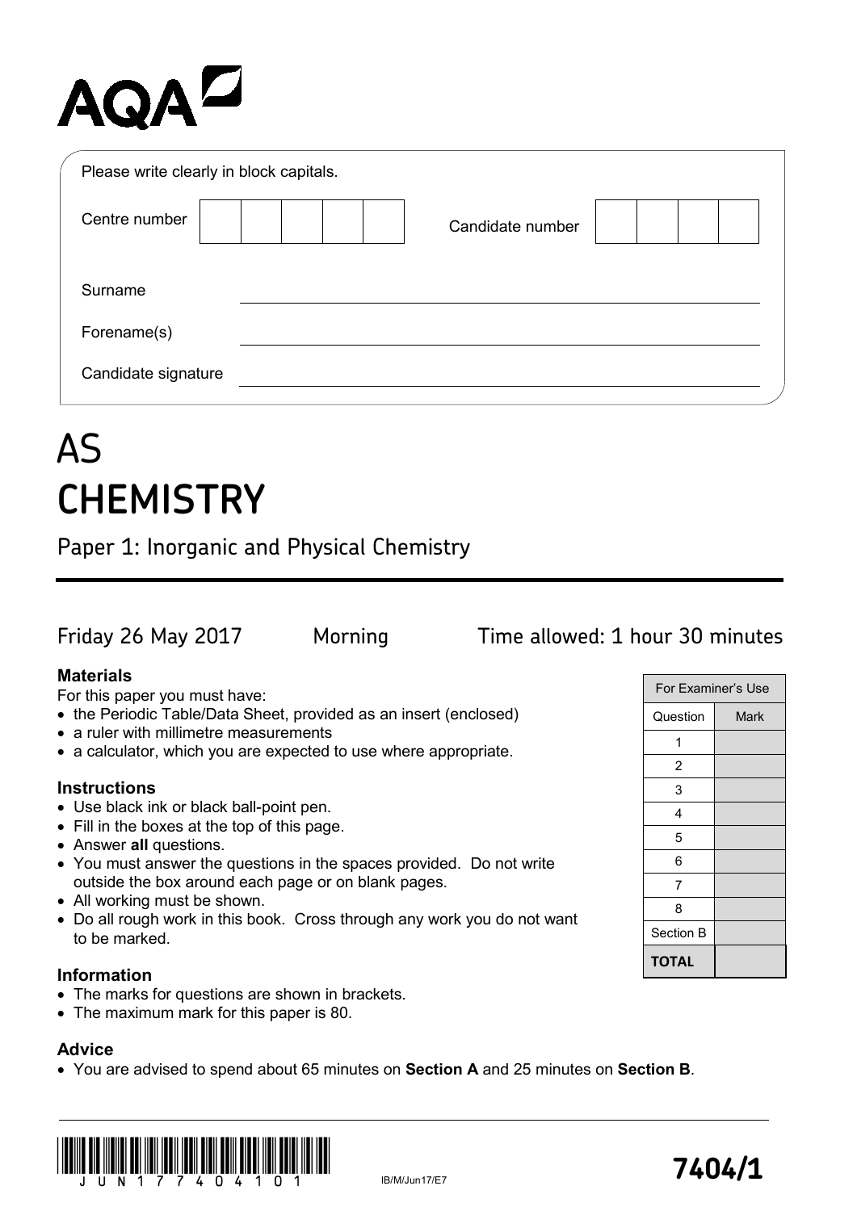AQA

Please write clearly in block capitals.

| Centre number | | | | | | Candidate number | | | | |
|---|---|---|---|---|---|---|---|---|---|---|

Surname ____________________

Forename(s) ____________________

Candidate signature ____________________

# AS CHEMISTRY

## Paper 1: Inorganic and Physical Chemistry

Friday 26 May 2017 Morning Time allowed: 1 hour 30 minutes

### Materials

For this paper you must have:

- the Periodic Table/Data Sheet, provided as an insert (enclosed)
- a ruler with millimetre measurements
- a calculator, which you are expected to use where appropriate.

### Instructions

- Use black ink or black ball-point pen.
- Fill in the boxes at the top of this page.
- Answer **all** questions.
- You must answer the questions in the spaces provided. Do not write outside the box around each page or on blank pages.
- All working must be shown.
- Do all rough work in this book. Cross through any work you do not want to be marked.

### Information

- The marks for questions are shown in brackets.
- The maximum mark for this paper is 80.

### Advice

- You are advised to spend about 65 minutes on **Section A** and 25 minutes on **Section B**.

| For Examiner's Use | |
|---|---|
| Question | Mark |
| 1 | |
| 2 | |
| 3 | |
| 4 | |
| 5 | |
| 6 | |
| 7 | |
| 8 | |
| Section B | |
| **TOTAL** | |

J U N 1 7 7 4 0 4 1 0 1

IB/M/Jun17/E7

**7404/1**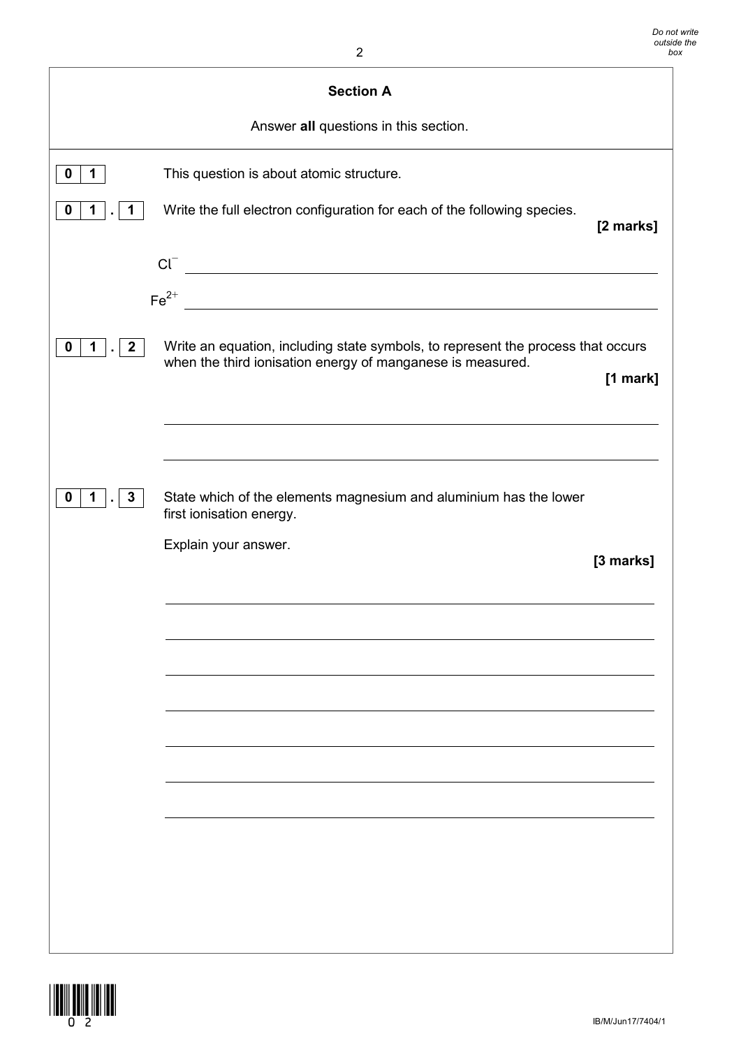## Section A

Answer **all** questions in this section.

**0 1** This question is about atomic structure.

**0 1 . 1** Write the full electron configuration for each of the following species.

**[2 marks]**

$Cl^-$ ____________________________________________

$Fe^{2+}$ ____________________________________________

**0 1 . 2** Write an equation, including state symbols, to represent the process that occurs when the third ionisation energy of manganese is measured.

**[1 mark]**

____________________________________________

____________________________________________

**0 1 . 3** State which of the elements magnesium and aluminium has the lower first ionisation energy.

Explain your answer.

**[3 marks]**

____________________________________________

____________________________________________

____________________________________________

____________________________________________

____________________________________________

____________________________________________

____________________________________________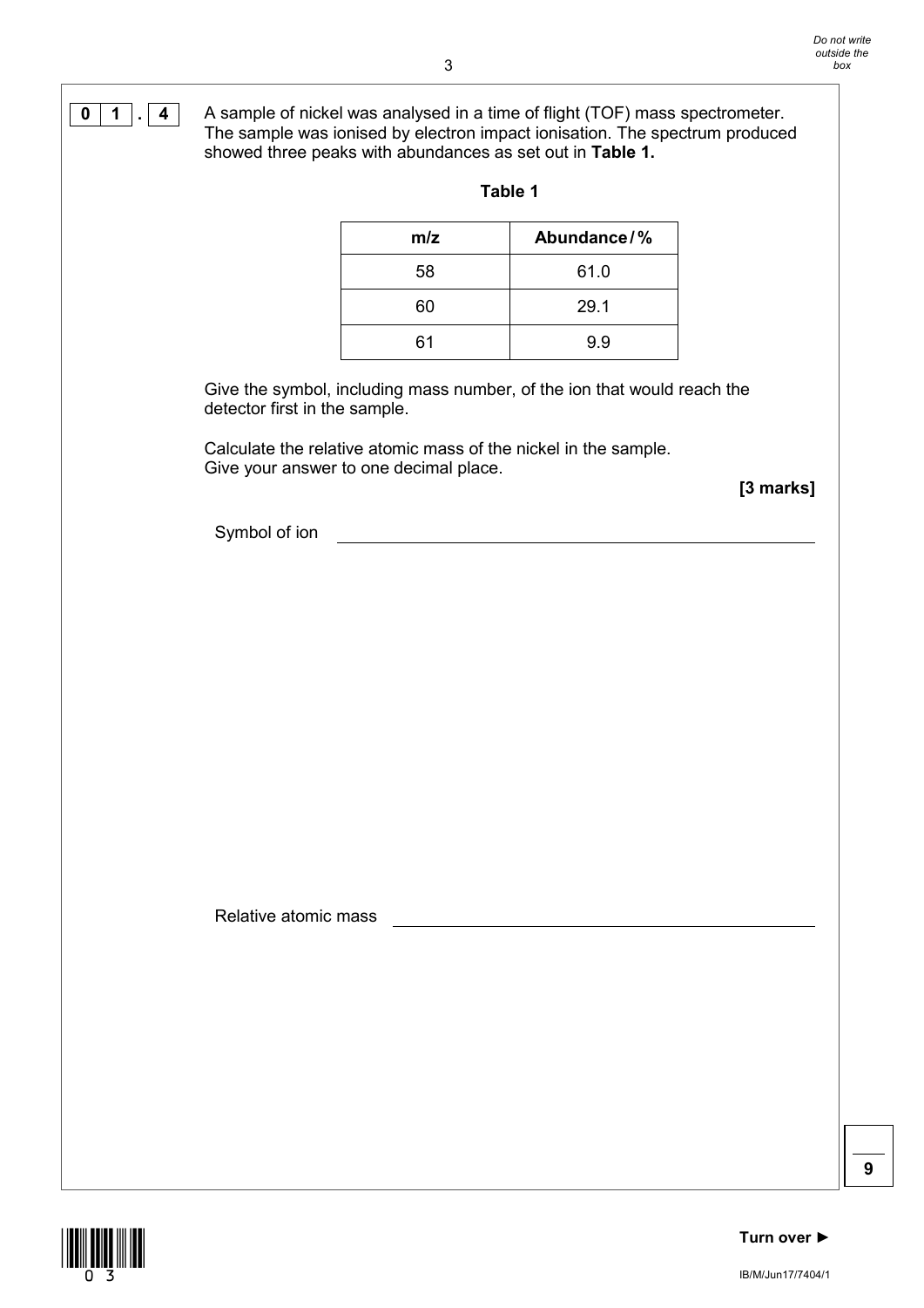**0 1 . 4** A sample of nickel was analysed in a time of flight (TOF) mass spectrometer. The sample was ionised by electron impact ionisation. The spectrum produced showed three peaks with abundances as set out in **Table 1.**

**Table 1**

| m/z | Abundance / % |
|---|---|
| 58 | 61.0 |
| 60 | 29.1 |
| 61 | 9.9 |

Give the symbol, including mass number, of the ion that would reach the detector first in the sample.

Calculate the relative atomic mass of the nickel in the sample.
Give your answer to one decimal place.

**[3 marks]**

Symbol of ion ______________________________

Relative atomic mass ______________________________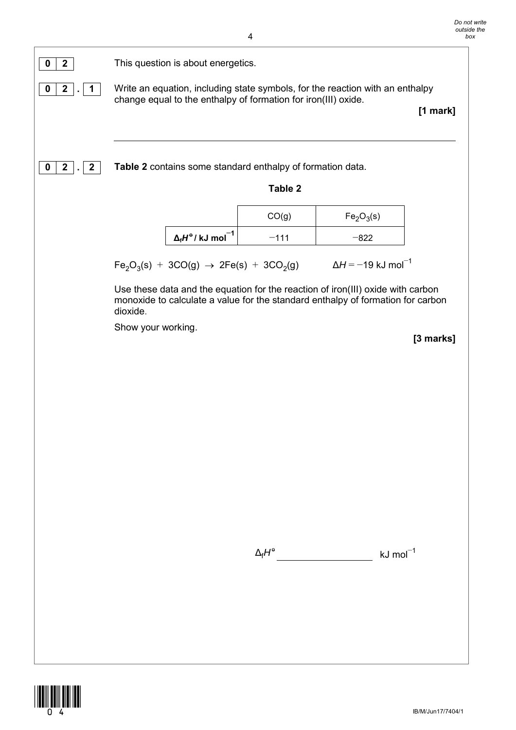**0 2** This question is about energetics.

**0 2 . 1** Write an equation, including state symbols, for the reaction with an enthalpy change equal to the enthalpy of formation for iron(III) oxide.

**[1 mark]**

___________________________________________________________________

**0 2 . 2** **Table 2** contains some standard enthalpy of formation data.

**Table 2**

| | $CO(g)$ | $Fe_2O_3(s)$ |
|---|---|---|
| $\Delta_f H^\circ$ / kJ mol$^{-1}$ | −111 | −822 |

$Fe_2O_3(s) + 3CO(g) \rightarrow 2Fe(s) + 3CO_2(g) \qquad \Delta H = -19 \text{ kJ mol}^{-1}$

Use these data and the equation for the reaction of iron(III) oxide with carbon monoxide to calculate a value for the standard enthalpy of formation for carbon dioxide.

Show your working.

**[3 marks]**

$\Delta_f H^\circ$ ______________ kJ mol$^{-1}$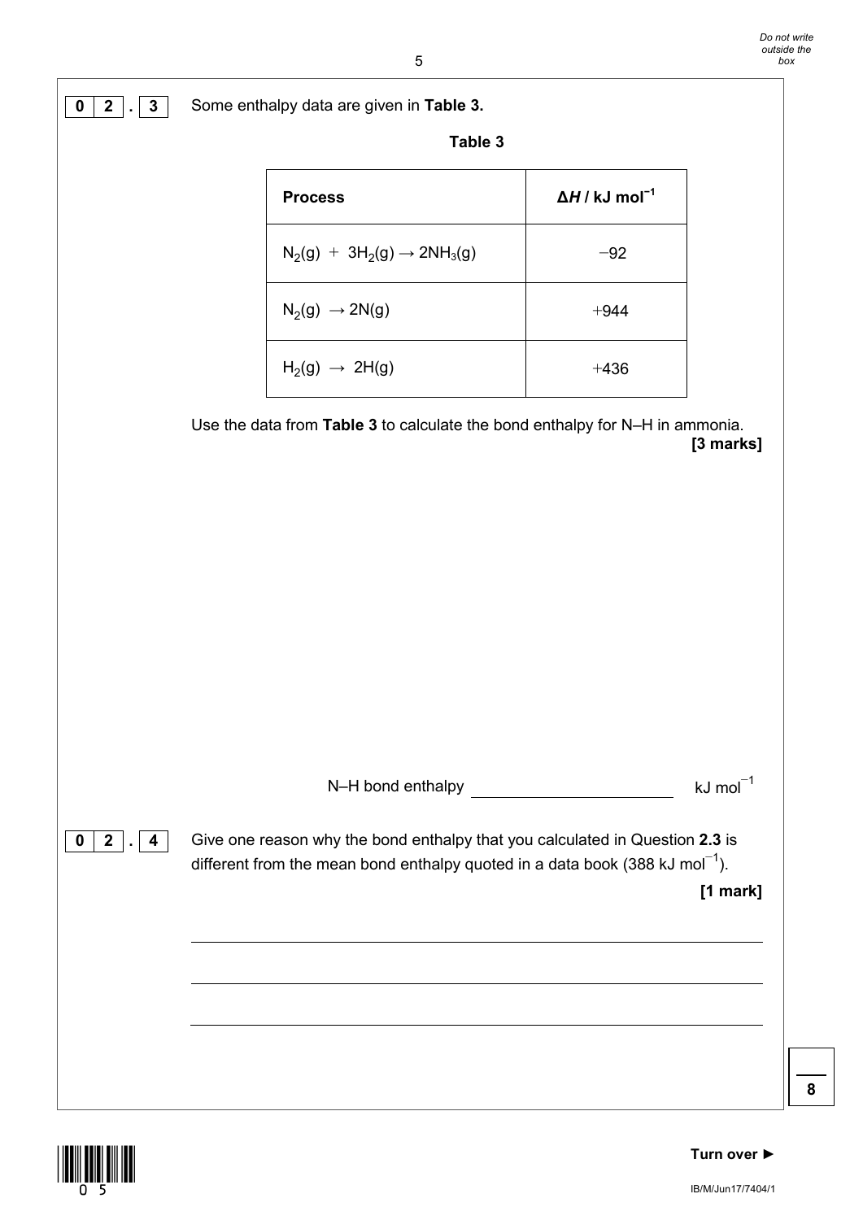**0 2 . 3** Some enthalpy data are given in **Table 3.**

**Table 3**

| **Process** | **$\Delta H$ / kJ mol$^{-1}$** |
|---|---|
| $N_2(g) + 3H_2(g) \rightarrow 2NH_3(g)$ | −92 |
| $N_2(g) \rightarrow 2N(g)$ | +944 |
| $H_2(g) \rightarrow 2H(g)$ | +436 |

Use the data from **Table 3** to calculate the bond enthalpy for N–H in ammonia.

**[3 marks]**

N–H bond enthalpy \_\_\_\_\_\_\_\_\_\_\_\_\_\_\_\_\_\_\_\_ kJ mol$^{-1}$

**0 2 . 4** Give one reason why the bond enthalpy that you calculated in Question **2.3** is different from the mean bond enthalpy quoted in a data book (388 kJ mol$^{-1}$).

**[1 mark]**

\_\_\_\_\_\_\_\_\_\_\_\_\_\_\_\_\_\_\_\_\_\_\_\_\_\_\_\_\_\_\_\_\_\_\_\_\_\_\_\_\_\_\_\_\_\_\_\_\_\_\_\_\_\_\_\_\_\_\_\_\_\_\_\_\_\_\_\_\_\_

\_\_\_\_\_\_\_\_\_\_\_\_\_\_\_\_\_\_\_\_\_\_\_\_\_\_\_\_\_\_\_\_\_\_\_\_\_\_\_\_\_\_\_\_\_\_\_\_\_\_\_\_\_\_\_\_\_\_\_\_\_\_\_\_\_\_\_\_\_\_

\_\_\_\_\_\_\_\_\_\_\_\_\_\_\_\_\_\_\_\_\_\_\_\_\_\_\_\_\_\_\_\_\_\_\_\_\_\_\_\_\_\_\_\_\_\_\_\_\_\_\_\_\_\_\_\_\_\_\_\_\_\_\_\_\_\_\_\_\_\_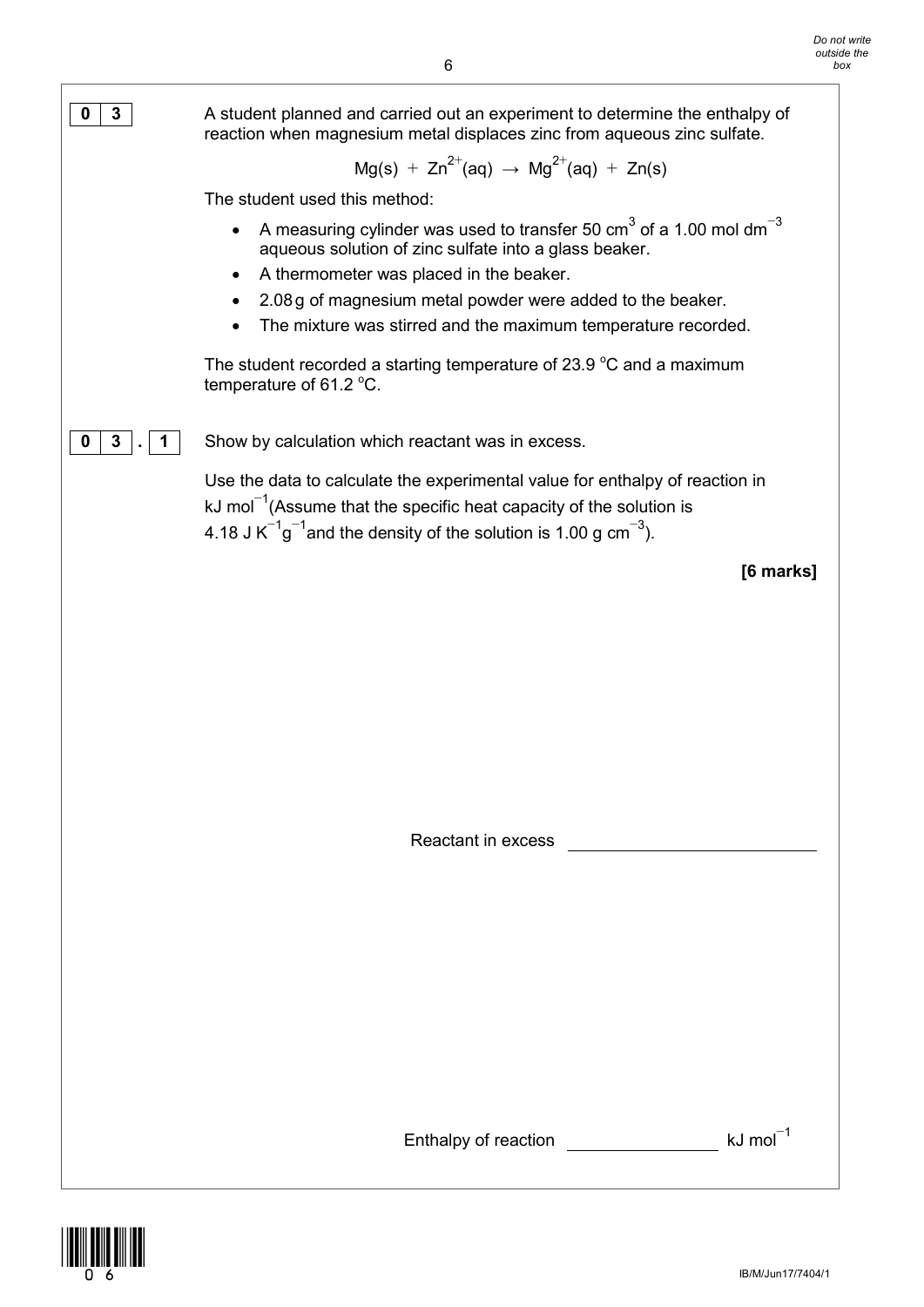**0 3** A student planned and carried out an experiment to determine the enthalpy of reaction when magnesium metal displaces zinc from aqueous zinc sulfate.

$$Mg(s) + Zn^{2+}(aq) \rightarrow Mg^{2+}(aq) + Zn(s)$$

The student used this method:

- A measuring cylinder was used to transfer 50 $cm^3$ of a 1.00 mol $dm^{-3}$ aqueous solution of zinc sulfate into a glass beaker.
- A thermometer was placed in the beaker.
- 2.08 g of magnesium metal powder were added to the beaker.
- The mixture was stirred and the maximum temperature recorded.

The student recorded a starting temperature of 23.9 °C and a maximum temperature of 61.2 °C.

**0 3 . 1** Show by calculation which reactant was in excess.

Use the data to calculate the experimental value for enthalpy of reaction in kJ $mol^{-1}$ (Assume that the specific heat capacity of the solution is 4.18 J $K^{-1}g^{-1}$ and the density of the solution is 1.00 g $cm^{-3}$).

**[6 marks]**

Reactant in excess \_\_\_\_\_\_\_\_\_\_\_\_\_\_\_\_\_\_\_\_\_\_\_\_

Enthalpy of reaction \_\_\_\_\_\_\_\_\_\_\_\_\_\_\_\_ kJ $mol^{-1}$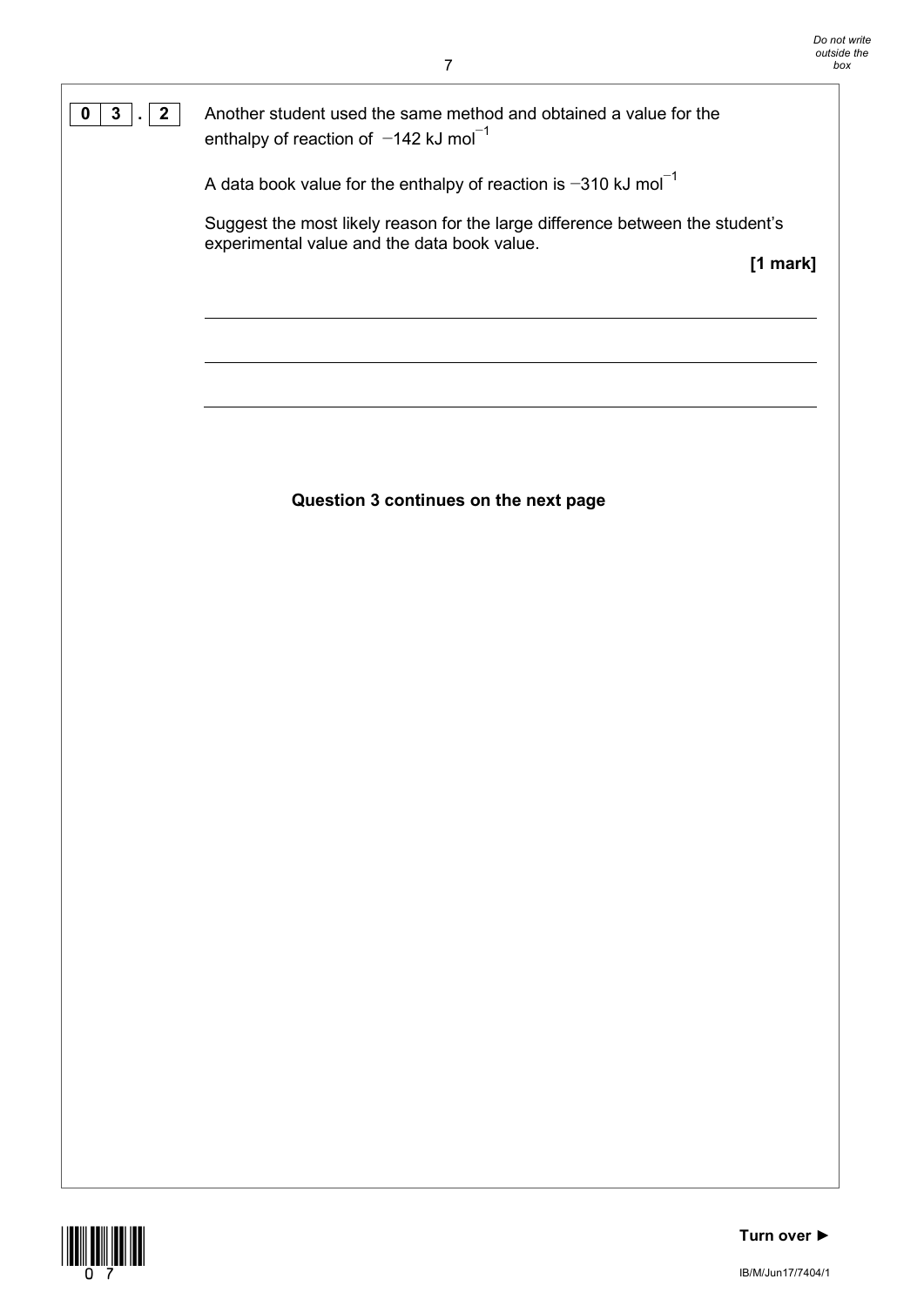**0 3 . 2** Another student used the same method and obtained a value for the enthalpy of reaction of $-142$ kJ mol$^{-1}$

A data book value for the enthalpy of reaction is $-310$ kJ mol$^{-1}$

Suggest the most likely reason for the large difference between the student's experimental value and the data book value.

**[1 mark]**

___

___

___

**Question 3 continues on the next page**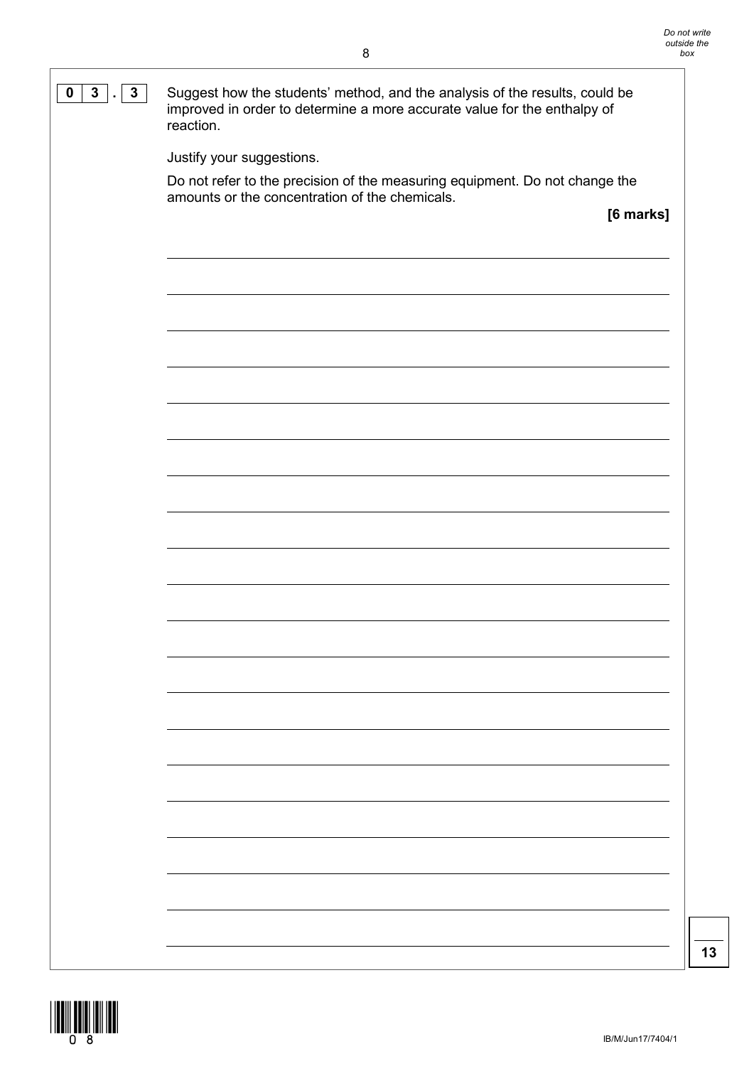**0 3 . 3** Suggest how the students' method, and the analysis of the results, could be improved in order to determine a more accurate value for the enthalpy of reaction.

Justify your suggestions.

Do not refer to the precision of the measuring equipment. Do not change the amounts or the concentration of the chemicals.

**[6 marks]**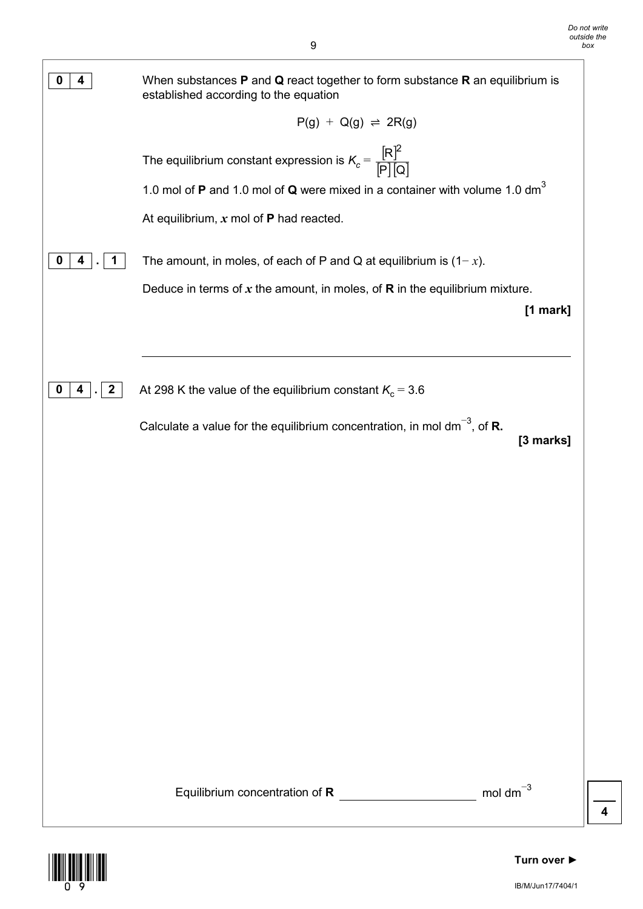**0 4** When substances **P** and **Q** react together to form substance **R** an equilibrium is established according to the equation

$$P(g) + Q(g) \rightleftharpoons 2R(g)$$

The equilibrium constant expression is $K_c = \frac{[R]^2}{[P][Q]}$

1.0 mol of **P** and 1.0 mol of **Q** were mixed in a container with volume 1.0 $dm^3$

At equilibrium, $x$ mol of **P** had reacted.

**0 4 . 1** The amount, in moles, of each of P and Q at equilibrium is $(1 - x)$.

Deduce in terms of $x$ the amount, in moles, of **R** in the equilibrium mixture.

**[1 mark]**

______________________________________________

**0 4 . 2** At 298 K the value of the equilibrium constant $K_c = 3.6$

Calculate a value for the equilibrium concentration, in mol $dm^{-3}$, of **R.**

**[3 marks]**

Equilibrium concentration of **R** ____________________ mol $dm^{-3}$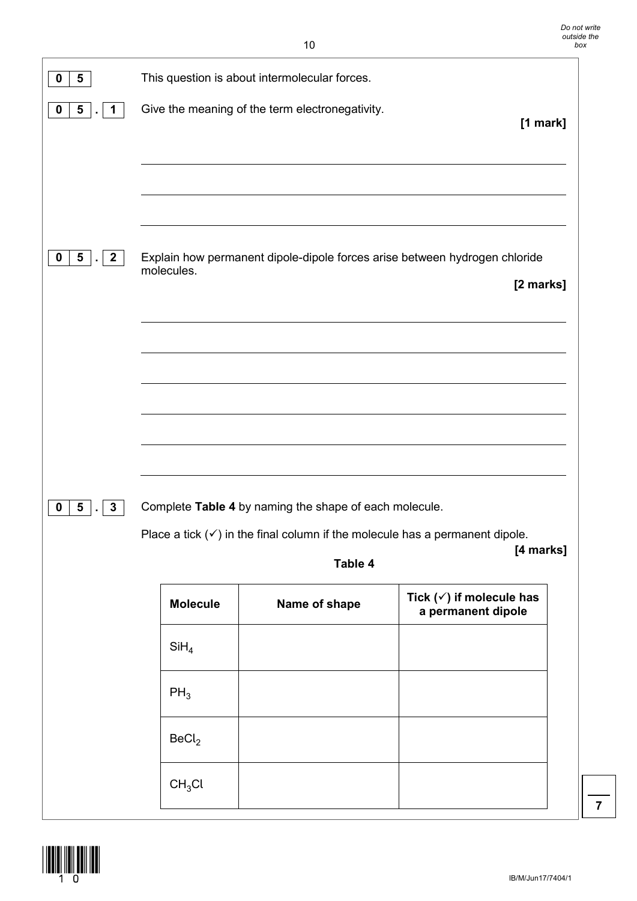**0 5** This question is about intermolecular forces.

**0 5 . 1** Give the meaning of the term electronegativity.

**[1 mark]**

**0 5 . 2** Explain how permanent dipole-dipole forces arise between hydrogen chloride molecules.

**[2 marks]**

**0 5 . 3** Complete **Table 4** by naming the shape of each molecule.

Place a tick (✓) in the final column if the molecule has a permanent dipole.

**[4 marks]**

**Table 4**

| Molecule | Name of shape | Tick (✓) if molecule has a permanent dipole |
|---|---|---|
| $SiH_4$ | | |
| $PH_3$ | | |
| $BeCl_2$ | | |
| $CH_3Cl$ | | |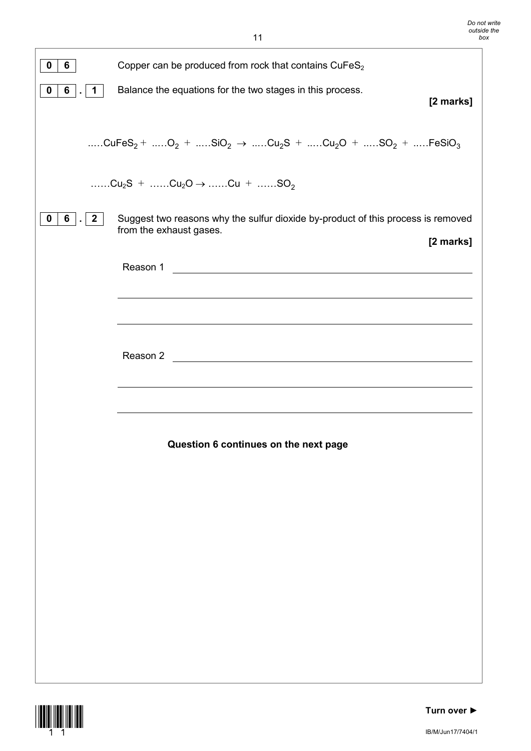**0 6** Copper can be produced from rock that contains $CuFeS_2$

**0 6 . 1** Balance the equations for the two stages in this process.

**[2 marks]**

$$\ldots CuFeS_2 + \ldots O_2 + \ldots SiO_2 \rightarrow \ldots Cu_2S + \ldots Cu_2O + \ldots SO_2 + \ldots FeSiO_3$$

$$\ldots Cu_2S + \ldots Cu_2O \rightarrow \ldots Cu + \ldots SO_2$$

**0 6 . 2** Suggest two reasons why the sulfur dioxide by-product of this process is removed from the exhaust gases.

**[2 marks]**

Reason 1 ______________________________________________

______________________________________________

______________________________________________

Reason 2 ______________________________________________

______________________________________________

______________________________________________

**Question 6 continues on the next page**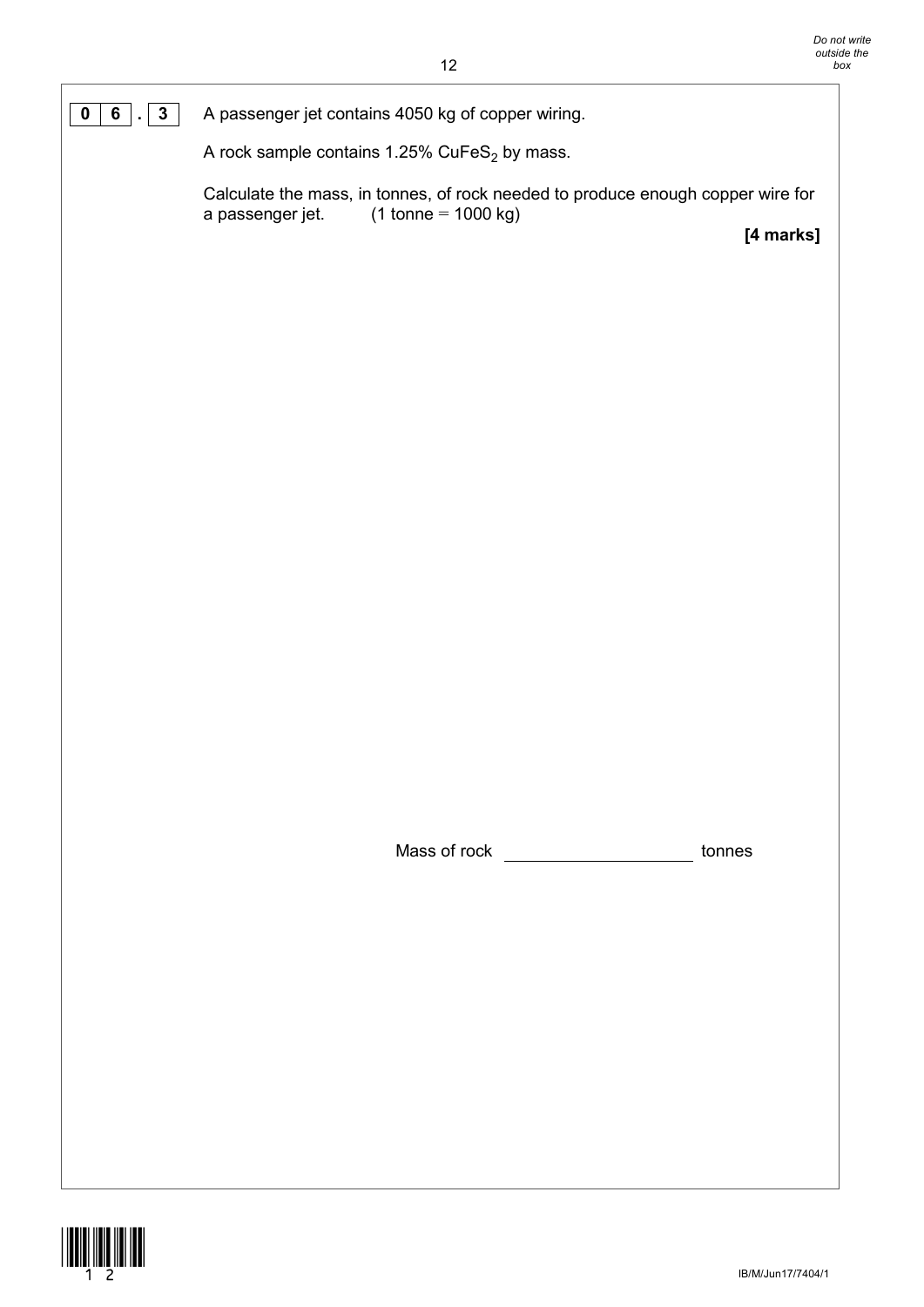**0 6 . 3** A passenger jet contains 4050 kg of copper wiring.

A rock sample contains 1.25% $CuFeS_2$ by mass.

Calculate the mass, in tonnes, of rock needed to produce enough copper wire for a passenger jet. (1 tonne = 1000 kg)

**[4 marks]**

Mass of rock \_\_\_\_\_\_\_\_\_\_\_\_\_\_\_\_\_\_\_\_ tonnes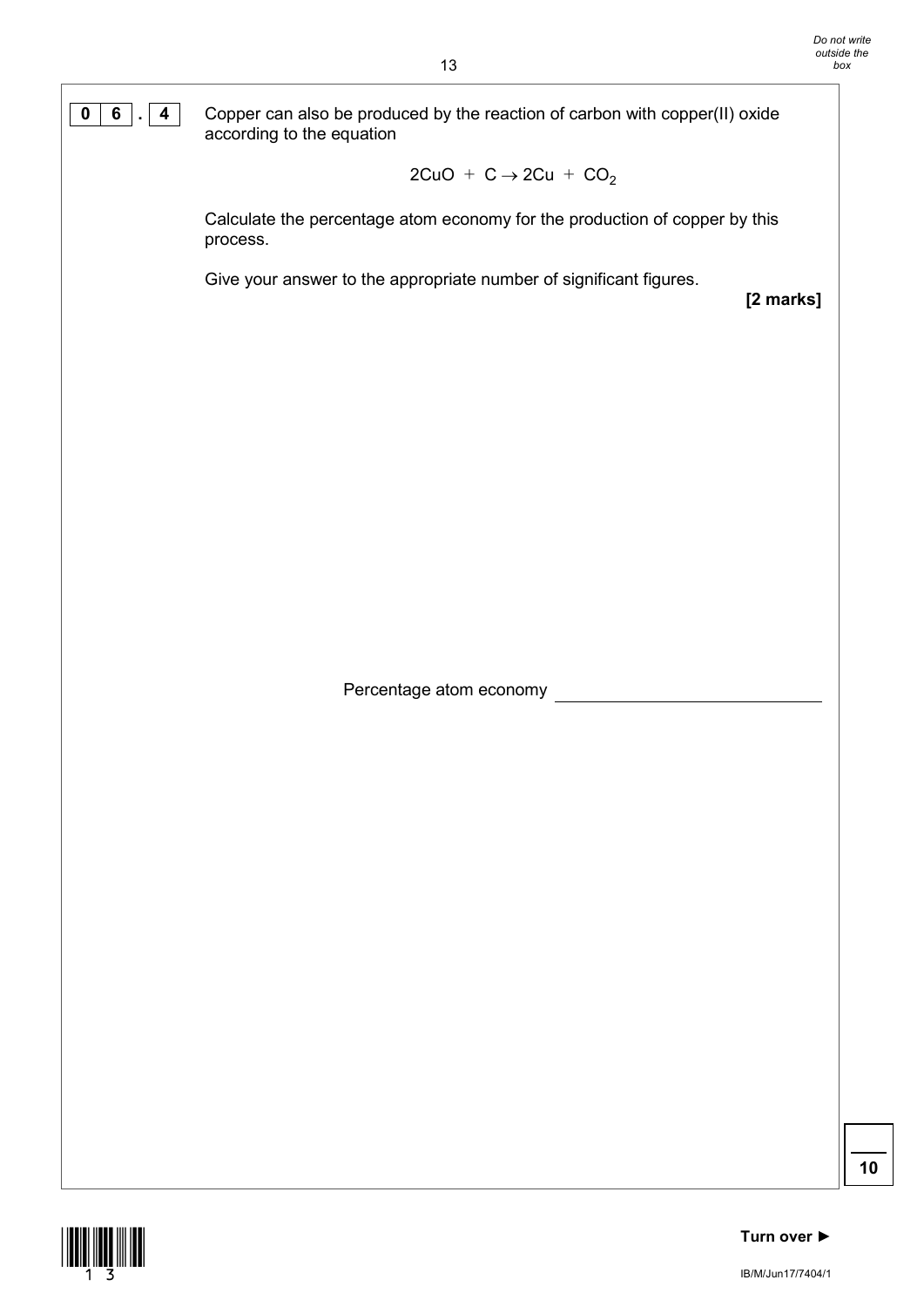**0 6 . 4** Copper can also be produced by the reaction of carbon with copper(II) oxide according to the equation

$$2CuO + C \rightarrow 2Cu + CO_2$$

Calculate the percentage atom economy for the production of copper by this process.

Give your answer to the appropriate number of significant figures.

**[2 marks]**

Percentage atom economy \_\_\_\_\_\_\_\_\_\_\_\_\_\_\_\_\_\_\_\_

**10**

**Turn over ►**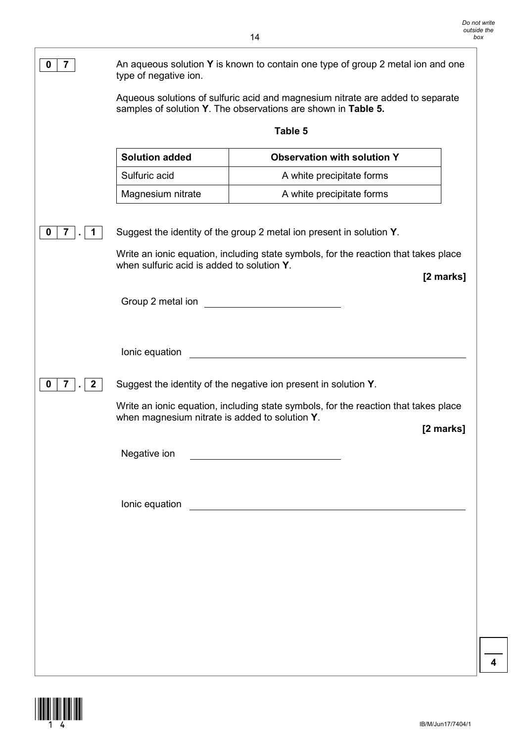**0 7** An aqueous solution **Y** is known to contain one type of group 2 metal ion and one type of negative ion.

Aqueous solutions of sulfuric acid and magnesium nitrate are added to separate samples of solution **Y**. The observations are shown in **Table 5.**

**Table 5**

| Solution added | Observation with solution Y |
|---|---|
| Sulfuric acid | A white precipitate forms |
| Magnesium nitrate | A white precipitate forms |

**0 7 . 1** Suggest the identity of the group 2 metal ion present in solution **Y**.

Write an ionic equation, including state symbols, for the reaction that takes place when sulfuric acid is added to solution **Y**.

**[2 marks]**

Group 2 metal ion ______________________________

Ionic equation ______________________________________________

**0 7 . 2** Suggest the identity of the negative ion present in solution **Y**.

Write an ionic equation, including state symbols, for the reaction that takes place when magnesium nitrate is added to solution **Y**.

**[2 marks]**

Negative ion ______________________________

Ionic equation ______________________________________________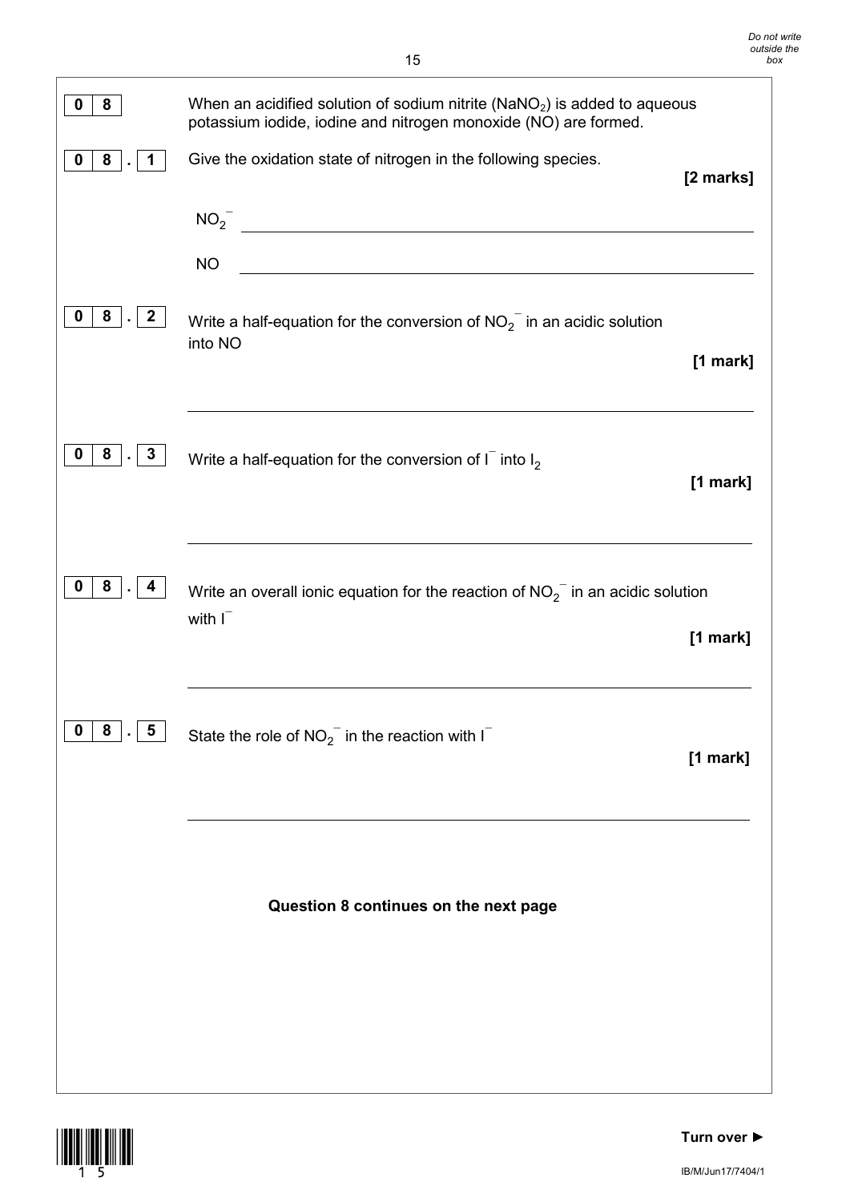**0 8** When an acidified solution of sodium nitrite ($NaNO_2$) is added to aqueous potassium iodide, iodine and nitrogen monoxide (NO) are formed.

**0 8 . 1** Give the oxidation state of nitrogen in the following species. **[2 marks]**

$NO_2^-$ ______________________________

NO ______________________________

**0 8 . 2** Write a half-equation for the conversion of $NO_2^-$ in an acidic solution into NO **[1 mark]**

______________________________

**0 8 . 3** Write a half-equation for the conversion of $I^-$ into $I_2$ **[1 mark]**

______________________________

**0 8 . 4** Write an overall ionic equation for the reaction of $NO_2^-$ in an acidic solution with $I^-$ **[1 mark]**

______________________________

**0 8 . 5** State the role of $NO_2^-$ in the reaction with $I^-$ **[1 mark]**

______________________________

**Question 8 continues on the next page**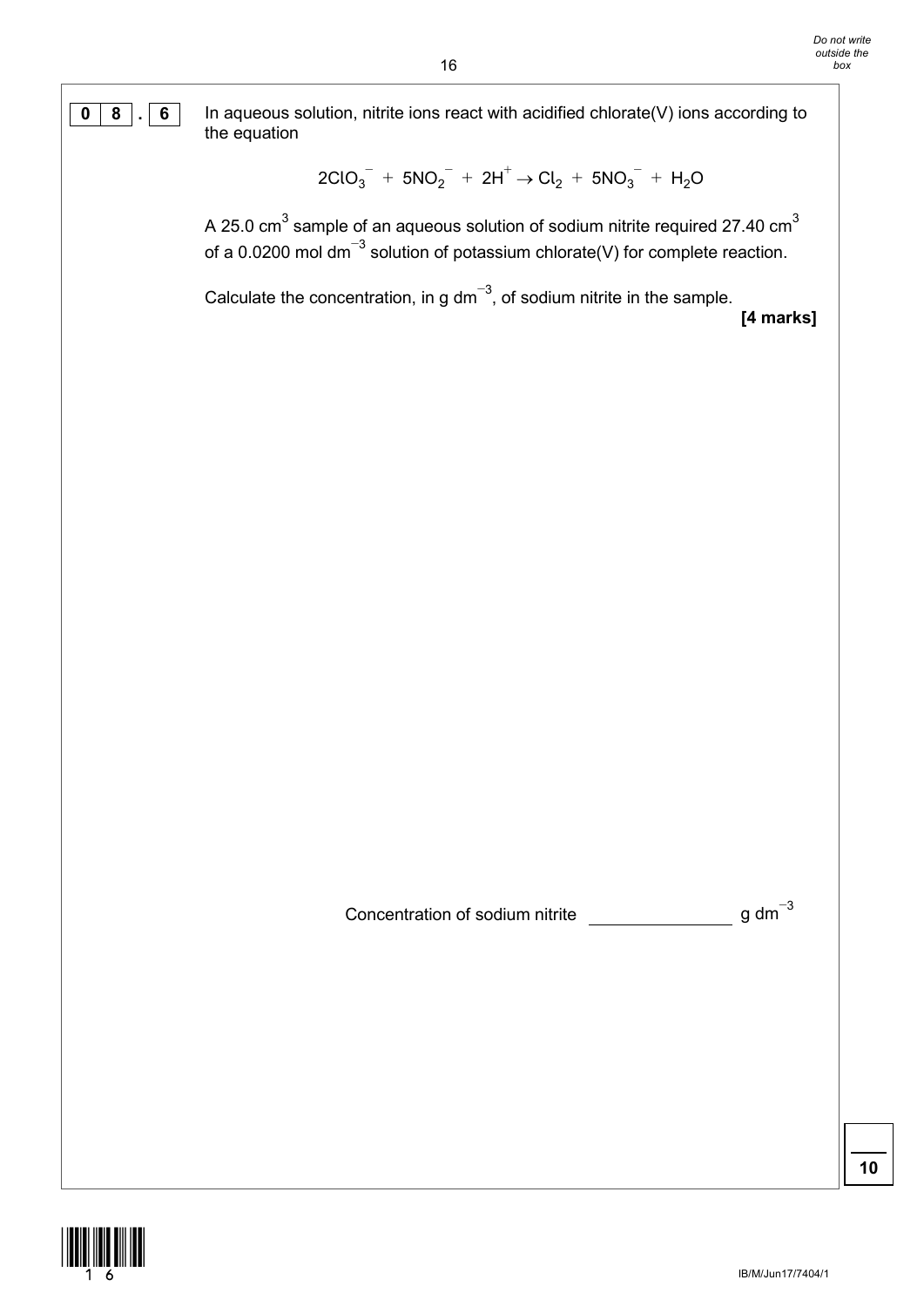**0 8 . 6** In aqueous solution, nitrite ions react with acidified chlorate(V) ions according to the equation

$$2ClO_3^- + 5NO_2^- + 2H^+ \rightarrow Cl_2 + 5NO_3^- + H_2O$$

A 25.0 $cm^3$ sample of an aqueous solution of sodium nitrite required 27.40 $cm^3$ of a 0.0200 mol $dm^{-3}$ solution of potassium chlorate(V) for complete reaction.

Calculate the concentration, in g $dm^{-3}$, of sodium nitrite in the sample.

**[4 marks]**

Concentration of sodium nitrite ______________ g $dm^{-3}$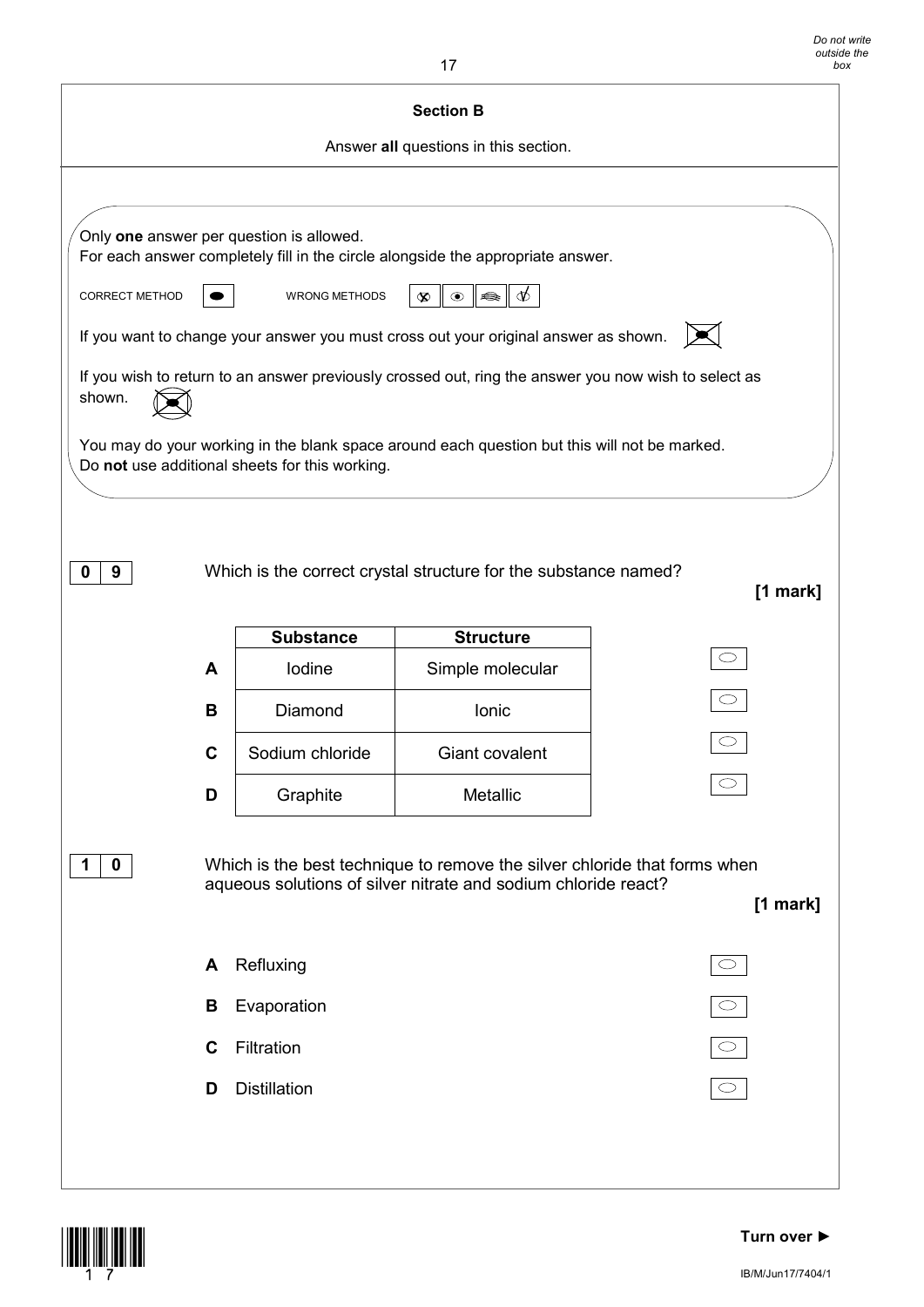## Section B

Answer **all** questions in this section.

Only **one** answer per question is allowed.
For each answer completely fill in the circle alongside the appropriate answer.

CORRECT METHOD &nbsp;&nbsp;&nbsp; WRONG METHODS

If you want to change your answer you must cross out your original answer as shown.

If you wish to return to an answer previously crossed out, ring the answer you now wish to select as shown.

You may do your working in the blank space around each question but this will not be marked.
Do **not** use additional sheets for this working.

**0 9** Which is the correct crystal structure for the substance named?

**[1 mark]**

| | Substance | Structure |
|---|---|---|
| **A** | Iodine | Simple molecular |
| **B** | Diamond | Ionic |
| **C** | Sodium chloride | Giant covalent |
| **D** | Graphite | Metallic |

**1 0** Which is the best technique to remove the silver chloride that forms when aqueous solutions of silver nitrate and sodium chloride react?

**[1 mark]**

**A** Refluxing

**B** Evaporation

**C** Filtration

**D** Distillation

**Turn over ►**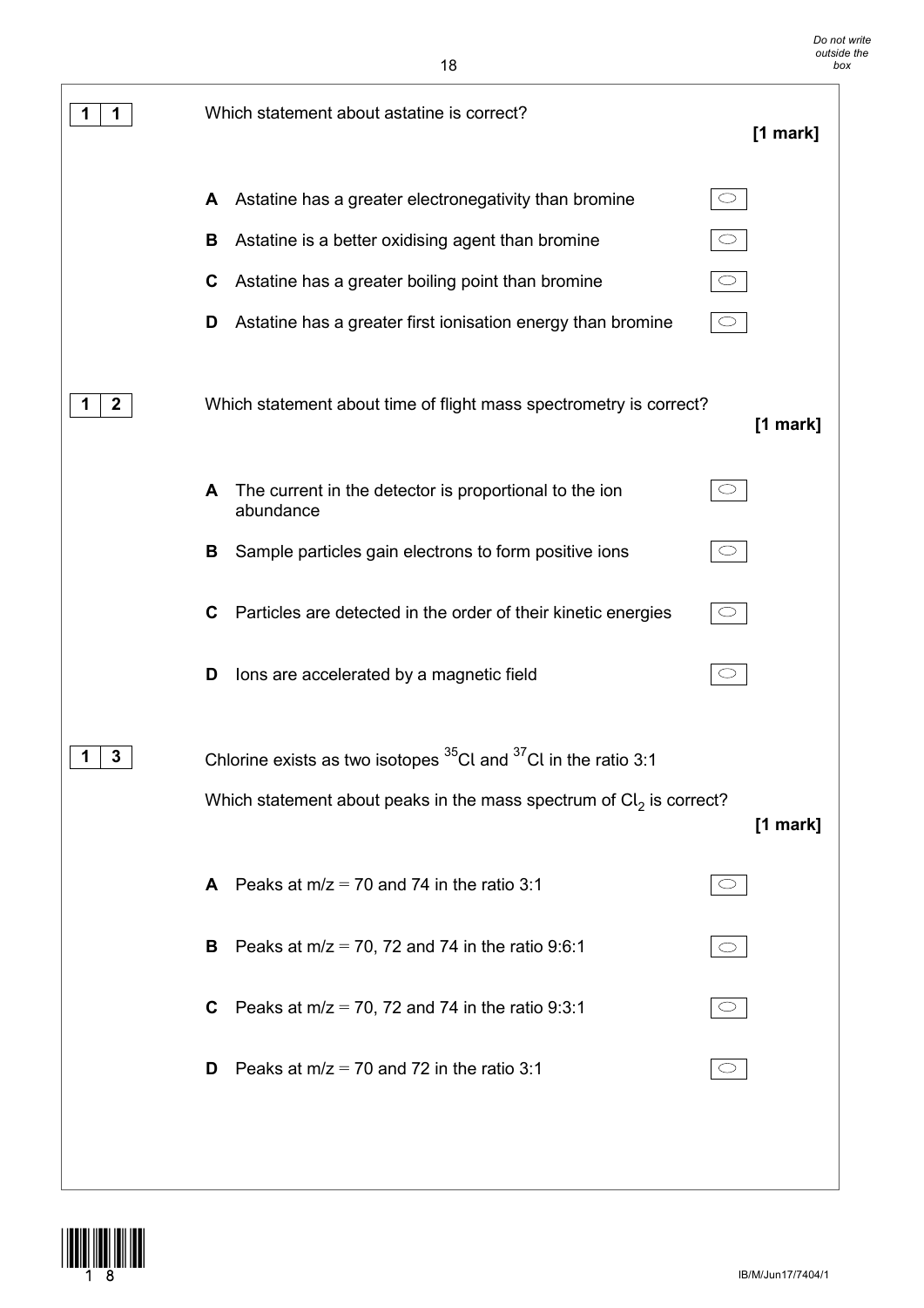**1 1** Which statement about astatine is correct? **[1 mark]**

- **A** Astatine has a greater electronegativity than bromine
- **B** Astatine is a better oxidising agent than bromine
- **C** Astatine has a greater boiling point than bromine
- **D** Astatine has a greater first ionisation energy than bromine

**1 2** Which statement about time of flight mass spectrometry is correct? **[1 mark]**

- **A** The current in the detector is proportional to the ion abundance
- **B** Sample particles gain electrons to form positive ions
- **C** Particles are detected in the order of their kinetic energies
- **D** Ions are accelerated by a magnetic field

**1 3** Chlorine exists as two isotopes $^{35}Cl$ and $^{37}Cl$ in the ratio 3:1

Which statement about peaks in the mass spectrum of $Cl_2$ is correct? **[1 mark]**

- **A** Peaks at m/z = 70 and 74 in the ratio 3:1
- **B** Peaks at m/z = 70, 72 and 74 in the ratio 9:6:1
- **C** Peaks at m/z = 70, 72 and 74 in the ratio 9:3:1
- **D** Peaks at m/z = 70 and 72 in the ratio 3:1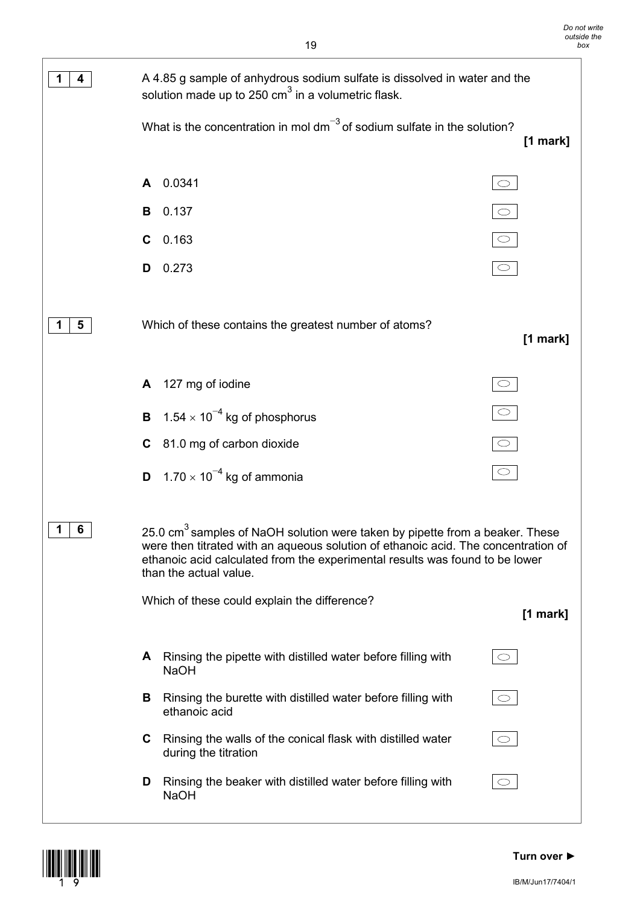**1 4** A 4.85 g sample of anhydrous sodium sulfate is dissolved in water and the solution made up to 250 $cm^3$ in a volumetric flask.

What is the concentration in mol $dm^{-3}$ of sodium sulfate in the solution?

**[1 mark]**

- **A** 0.0341
- **B** 0.137
- **C** 0.163
- **D** 0.273

**1 5** Which of these contains the greatest number of atoms?

**[1 mark]**

- **A** 127 mg of iodine
- **B** $1.54 \times 10^{-4}$ kg of phosphorus
- **C** 81.0 mg of carbon dioxide
- **D** $1.70 \times 10^{-4}$ kg of ammonia

**1 6** 25.0 $cm^3$ samples of NaOH solution were taken by pipette from a beaker. These were then titrated with an aqueous solution of ethanoic acid. The concentration of ethanoic acid calculated from the experimental results was found to be lower than the actual value.

Which of these could explain the difference?

**[1 mark]**

- **A** Rinsing the pipette with distilled water before filling with NaOH
- **B** Rinsing the burette with distilled water before filling with ethanoic acid
- **C** Rinsing the walls of the conical flask with distilled water during the titration
- **D** Rinsing the beaker with distilled water before filling with NaOH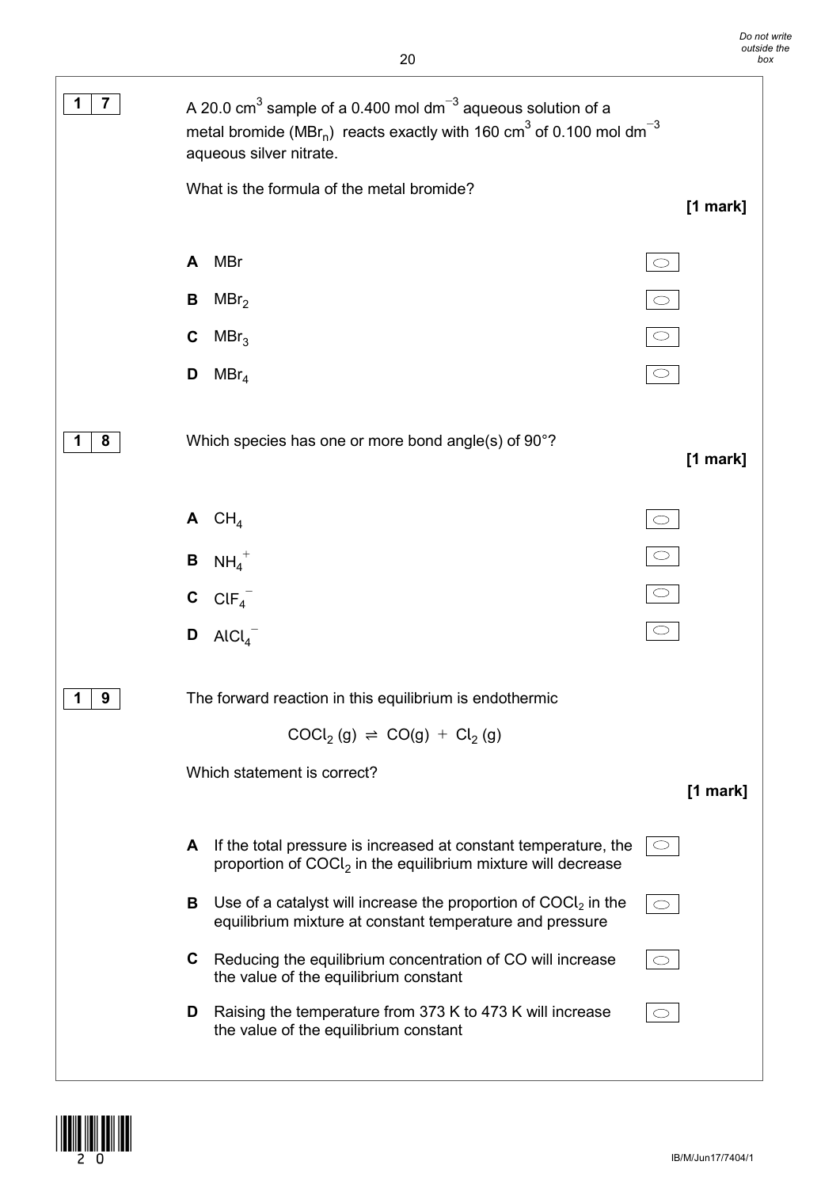**1 7** A 20.0 $cm^3$ sample of a 0.400 mol $dm^{-3}$ aqueous solution of a metal bromide ($MBr_n$) reacts exactly with 160 $cm^3$ of 0.100 mol $dm^{-3}$ aqueous silver nitrate.

What is the formula of the metal bromide?

**[1 mark]**

**A** $MBr$

**B** $MBr_2$

**C** $MBr_3$

**D** $MBr_4$

**1 8** Which species has one or more bond angle(s) of 90°?

**[1 mark]**

**A** $CH_4$

**B** $NH_4^+$

**C** $ClF_4^-$

**D** $AlCl_4^-$

**1 9** The forward reaction in this equilibrium is endothermic

$$COCl_2\,(g) \rightleftharpoons CO(g) + Cl_2\,(g)$$

Which statement is correct?

**[1 mark]**

**A** If the total pressure is increased at constant temperature, the proportion of $COCl_2$ in the equilibrium mixture will decrease

**B** Use of a catalyst will increase the proportion of $COCl_2$ in the equilibrium mixture at constant temperature and pressure

**C** Reducing the equilibrium concentration of CO will increase the value of the equilibrium constant

**D** Raising the temperature from 373 K to 473 K will increase the value of the equilibrium constant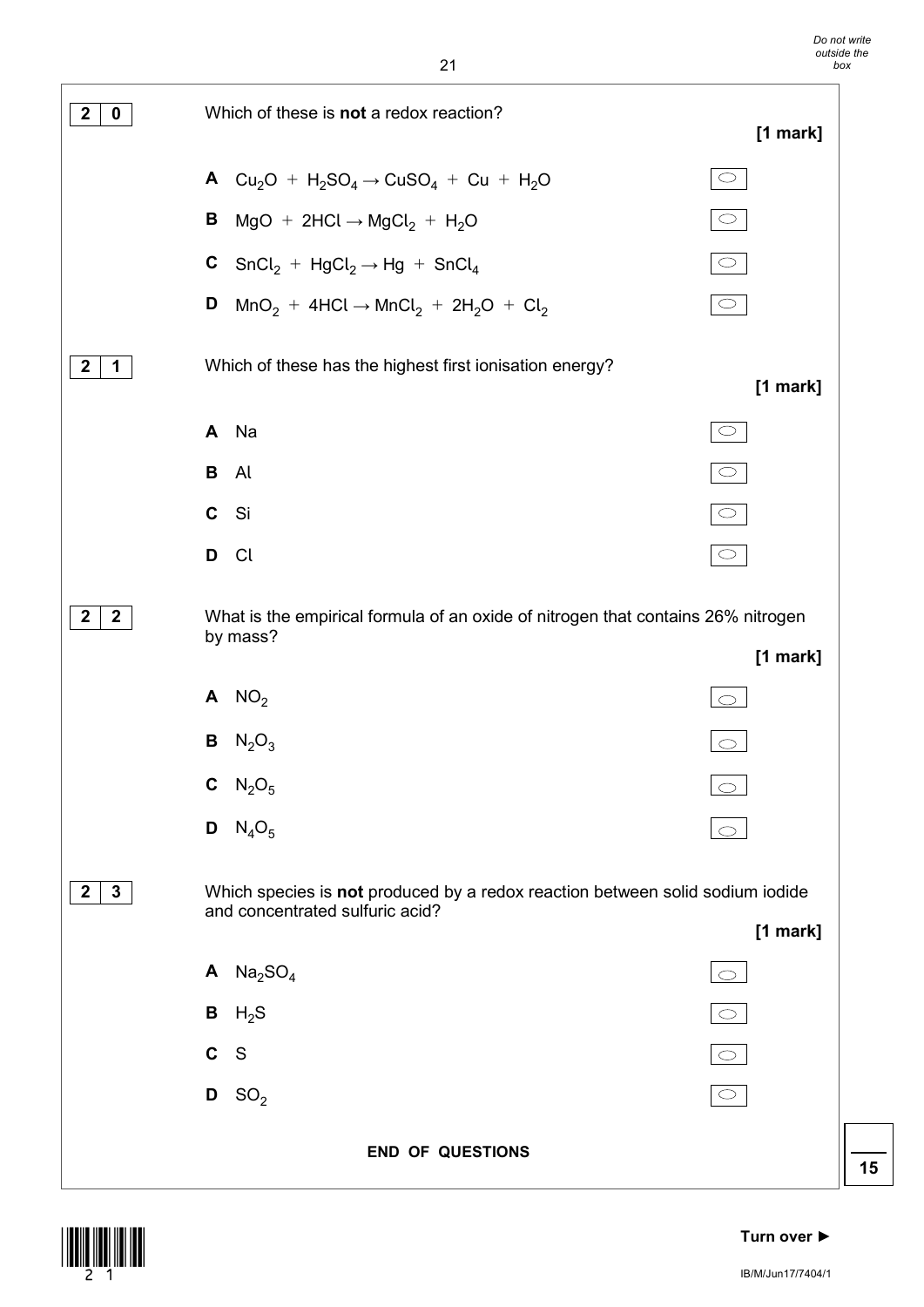**2 0** Which of these is **not** a redox reaction?

**[1 mark]**

**A** $Cu_2O + H_2SO_4 \rightarrow CuSO_4 + Cu + H_2O$

**B** $MgO + 2HCl \rightarrow MgCl_2 + H_2O$

**C** $SnCl_2 + HgCl_2 \rightarrow Hg + SnCl_4$

**D** $MnO_2 + 4HCl \rightarrow MnCl_2 + 2H_2O + Cl_2$

**2 1** Which of these has the highest first ionisation energy?

**[1 mark]**

**A** Na

**B** Al

**C** Si

**D** Cl

**2 2** What is the empirical formula of an oxide of nitrogen that contains 26% nitrogen by mass?

**[1 mark]**

**A** $NO_2$

**B** $N_2O_3$

**C** $N_2O_5$

**D** $N_4O_5$

**2 3** Which species is **not** produced by a redox reaction between solid sodium iodide and concentrated sulfuric acid?

**[1 mark]**

**A** $Na_2SO_4$

**B** $H_2S$

**C** S

**D** $SO_2$

**END OF QUESTIONS**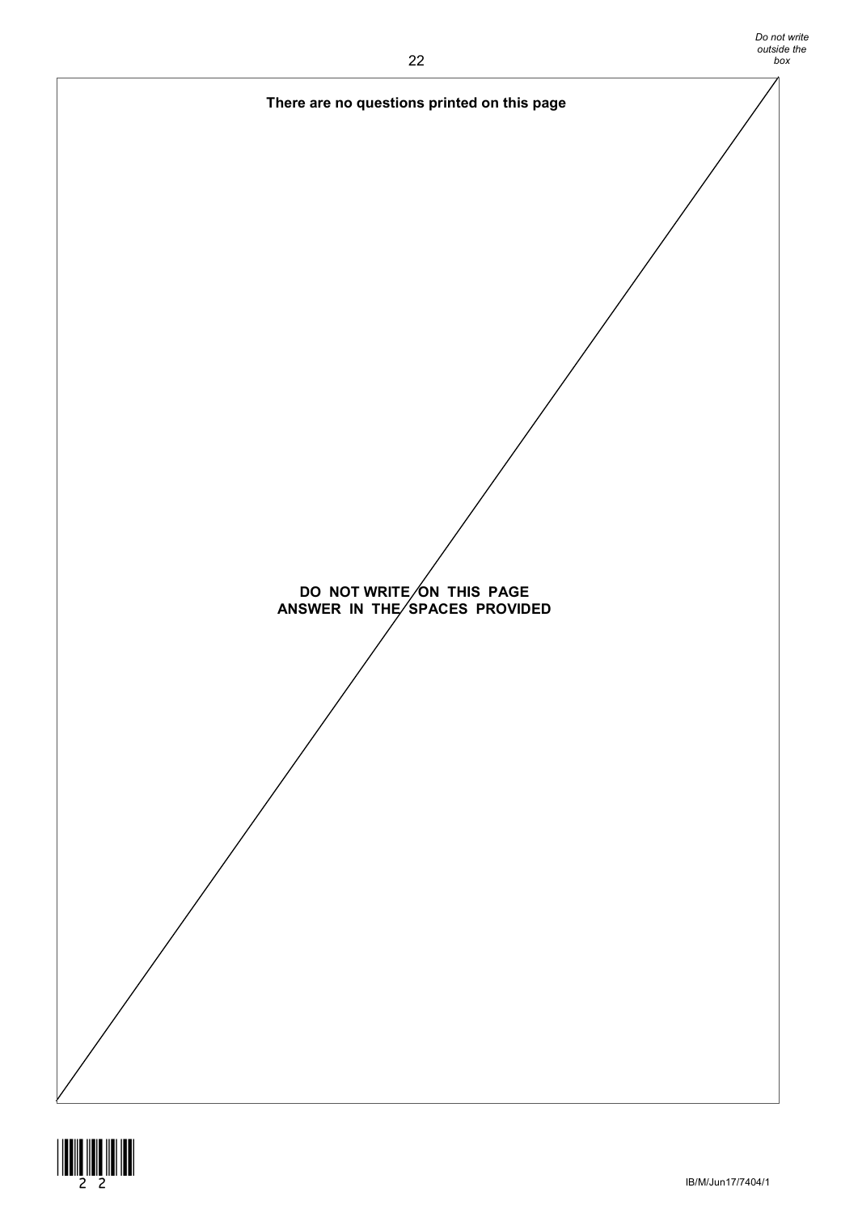**There are no questions printed on this page**

**DO NOT WRITE ON THIS PAGE**
**ANSWER IN THE SPACES PROVIDED**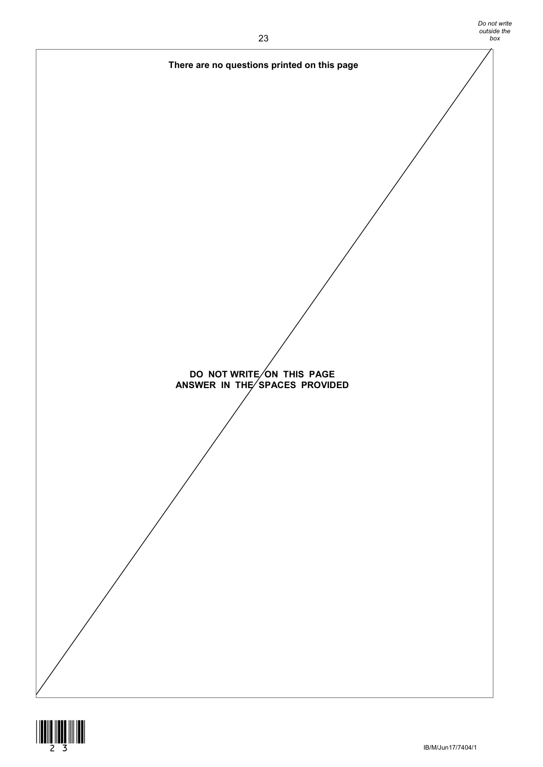**There are no questions printed on this page**

**DO NOT WRITE ON THIS PAGE**
**ANSWER IN THE SPACES PROVIDED**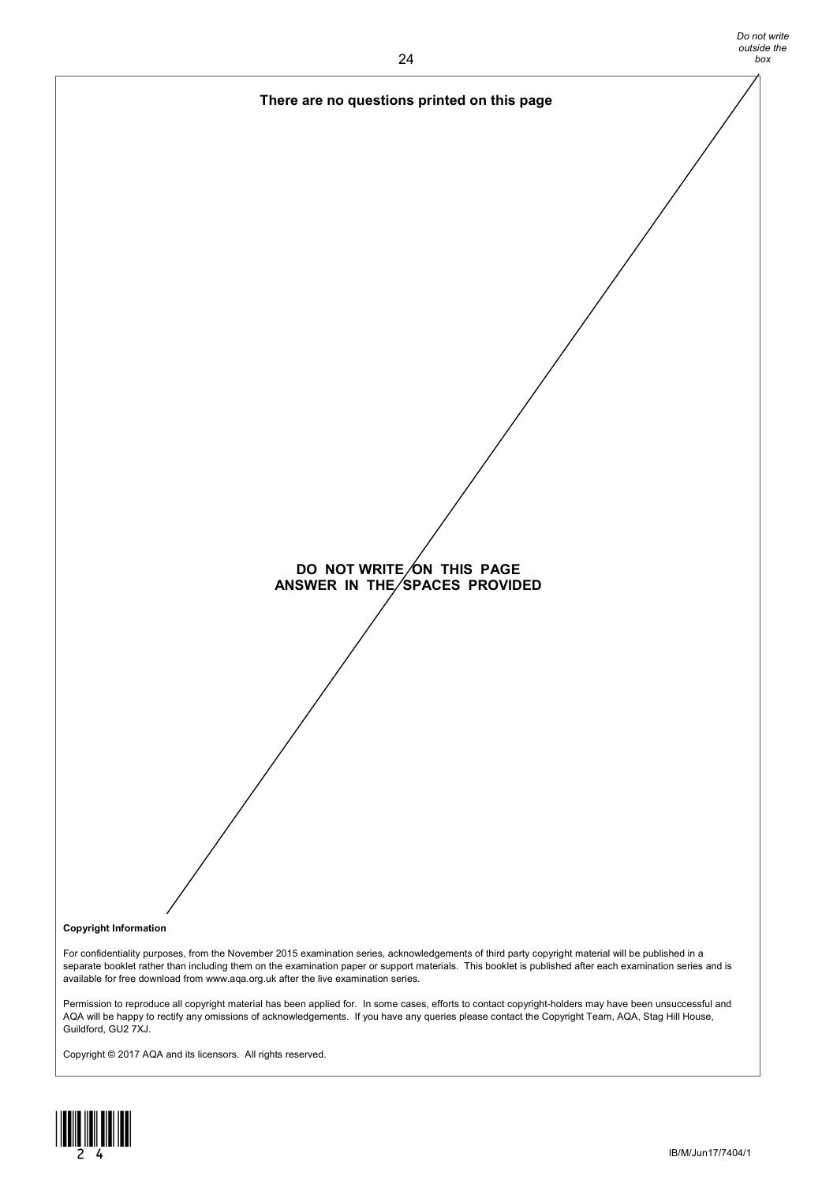**There are no questions printed on this page**

**DO NOT WRITE ON THIS PAGE**
**ANSWER IN THE SPACES PROVIDED**

**Copyright Information**

For confidentiality purposes, from the November 2015 examination series, acknowledgements of third party copyright material will be published in a separate booklet rather than including them on the examination paper or support materials. This booklet is published after each examination series and is available for free download from www.aqa.org.uk after the live examination series.

Permission to reproduce all copyright material has been applied for. In some cases, efforts to contact copyright-holders may have been unsuccessful and AQA will be happy to rectify any omissions of acknowledgements. If you have any queries please contact the Copyright Team, AQA, Stag Hill House, Guildford, GU2 7XJ.

Copyright © 2017 AQA and its licensors. All rights reserved.